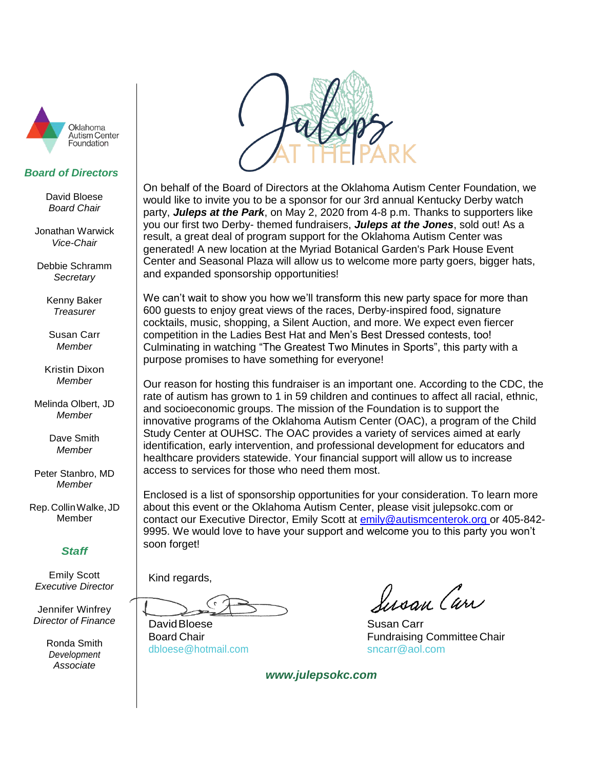Oklahoma Autism Center Foundation

**Board of Directors**

David Bloese
*Board Chair*

Jonathan Warwick
*Vice-Chair*

Debbie Schramm
*Secretary*

Kenny Baker
*Treasurer*

Susan Carr
*Member*

Kristin Dixon
*Member*

Melinda Olbert, JD
*Member*

Dave Smith
*Member*

Peter Stanbro, MD
*Member*

Rep. Collin Walke, JD
Member

**Staff**

Emily Scott
*Executive Director*

Jennifer Winfrey
*Director of Finance*

Ronda Smith
*Development Associate*

# Juleps AT THE PARK

On behalf of the Board of Directors at the Oklahoma Autism Center Foundation, we would like to invite you to be a sponsor for our 3rd annual Kentucky Derby watch party, ***Juleps at the Park***, on May 2, 2020 from 4-8 p.m. Thanks to supporters like you our first two Derby- themed fundraisers, ***Juleps at the Jones***, sold out! As a result, a great deal of program support for the Oklahoma Autism Center was generated! A new location at the Myriad Botanical Garden's Park House Event Center and Seasonal Plaza will allow us to welcome more party goers, bigger hats, and expanded sponsorship opportunities!

We can't wait to show you how we'll transform this new party space for more than 600 guests to enjoy great views of the races, Derby-inspired food, signature cocktails, music, shopping, a Silent Auction, and more. We expect even fiercer competition in the Ladies Best Hat and Men's Best Dressed contests, too! Culminating in watching "The Greatest Two Minutes in Sports", this party with a purpose promises to have something for everyone!

Our reason for hosting this fundraiser is an important one. According to the CDC, the rate of autism has grown to 1 in 59 children and continues to affect all racial, ethnic, and socioeconomic groups. The mission of the Foundation is to support the innovative programs of the Oklahoma Autism Center (OAC), a program of the Child Study Center at OUHSC. The OAC provides a variety of services aimed at early identification, early intervention, and professional development for educators and healthcare providers statewide. Your financial support will allow us to increase access to services for those who need them most.

Enclosed is a list of sponsorship opportunities for your consideration. To learn more about this event or the Oklahoma Autism Center, please visit julepsokc.com or contact our Executive Director, Emily Scott at emily@autismcenterok.org or 405-842-9995. We would love to have your support and welcome you to this party you won't soon forget!

Kind regards,

David Bloese
Board Chair
dbloese@hotmail.com

Susan Carr
Fundraising Committee Chair
sncarr@aol.com

***www.julepsokc.com***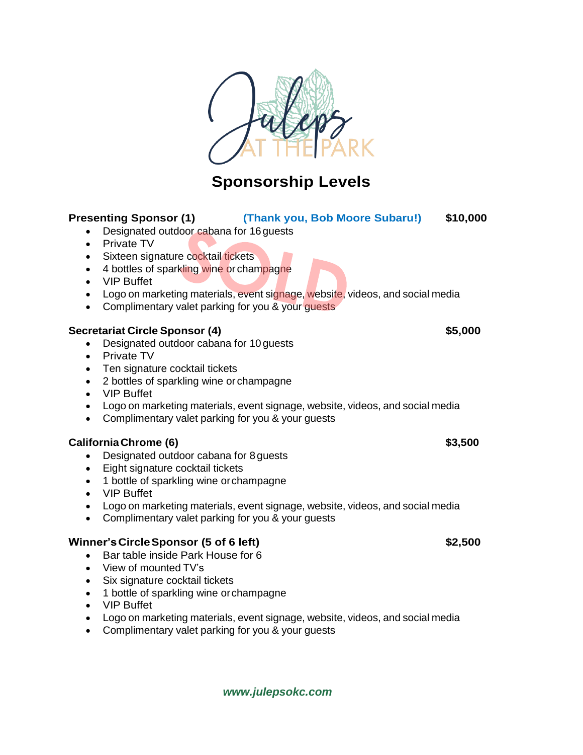# Julep's AT THE PARK

## Sponsorship Levels

**Presenting Sponsor (1)** **(Thank you, Bob Moore Subaru!)** **$10,000**

SOLD

- Designated outdoor cabana for 16 guests
- Private TV
- Sixteen signature cocktail tickets
- 4 bottles of sparkling wine or champagne
- VIP Buffet
- Logo on marketing materials, event signage, website, videos, and social media
- Complimentary valet parking for you & your guests

**Secretariat Circle Sponsor (4)** **$5,000**

- Designated outdoor cabana for 10 guests
- Private TV
- Ten signature cocktail tickets
- 2 bottles of sparkling wine or champagne
- VIP Buffet
- Logo on marketing materials, event signage, website, videos, and social media
- Complimentary valet parking for you & your guests

**California Chrome (6)** **$3,500**

- Designated outdoor cabana for 8 guests
- Eight signature cocktail tickets
- 1 bottle of sparkling wine or champagne
- VIP Buffet
- Logo on marketing materials, event signage, website, videos, and social media
- Complimentary valet parking for you & your guests

**Winner's Circle Sponsor (5 of 6 left)** **$2,500**

- Bar table inside Park House for 6
- View of mounted TV's
- Six signature cocktail tickets
- 1 bottle of sparkling wine or champagne
- VIP Buffet
- Logo on marketing materials, event signage, website, videos, and social media
- Complimentary valet parking for you & your guests

***www.julepsokc.com***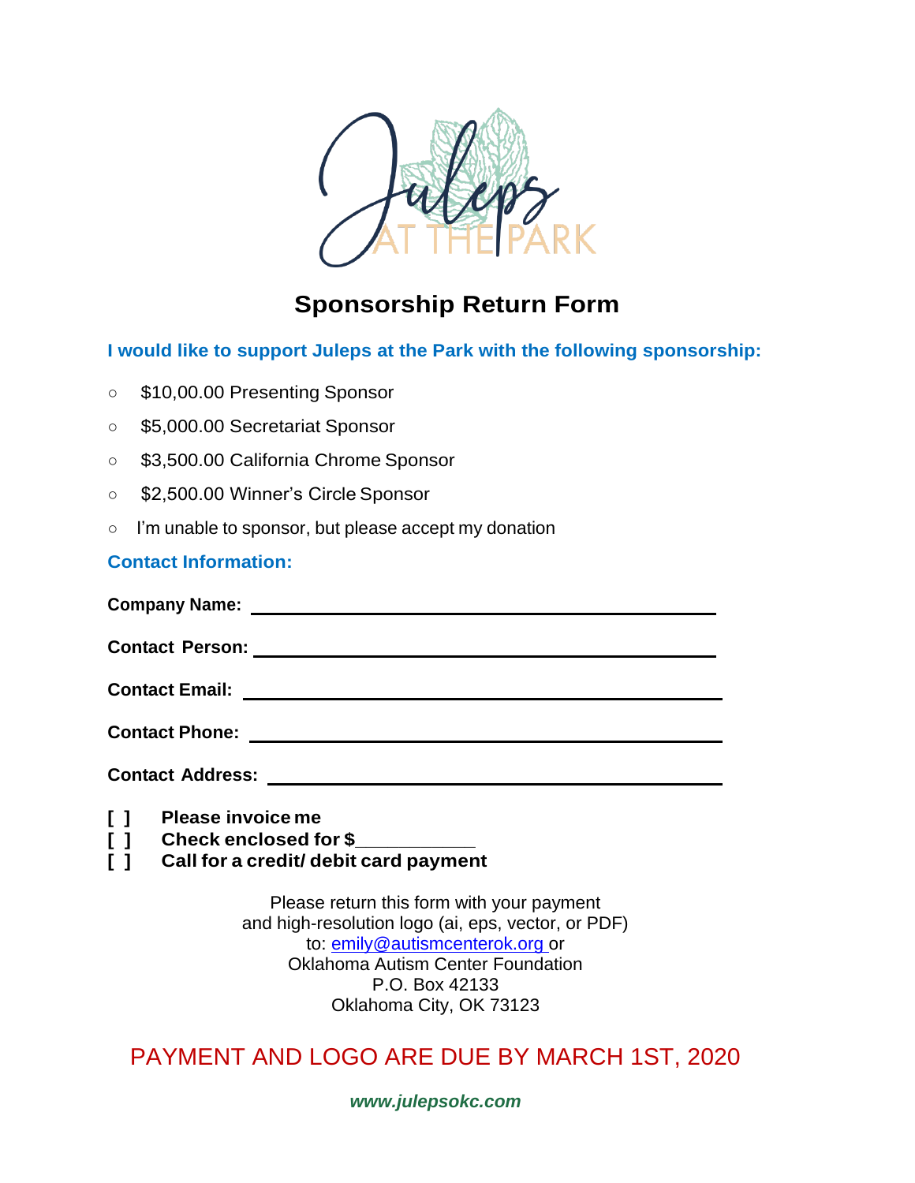# Sponsorship Return Form

**I would like to support Juleps at the Park with the following sponsorship:**

- ○ $10,00.00 Presenting Sponsor
- ○ $5,000.00 Secretariat Sponsor
- ○ $3,500.00 California Chrome Sponsor
- ○ $2,500.00 Winner's Circle Sponsor
- ○ I'm unable to sponsor, but please accept my donation

**Contact Information:**

**Company Name:** ______________________________________________

**Contact Person:** ______________________________________________

**Contact Email:** ______________________________________________

**Contact Phone:** ______________________________________________

**Contact Address:** ______________________________________________

**[ ] Please invoice me**
**[ ] Check enclosed for $___________**
**[ ] Call for a credit/ debit card payment**

Please return this form with your payment
and high-resolution logo (ai, eps, vector, or PDF)
to: emily@autismcenterok.org or
Oklahoma Autism Center Foundation
P.O. Box 42133
Oklahoma City, OK 73123

PAYMENT AND LOGO ARE DUE BY MARCH 1ST, 2020

***www.julepsokc.com***